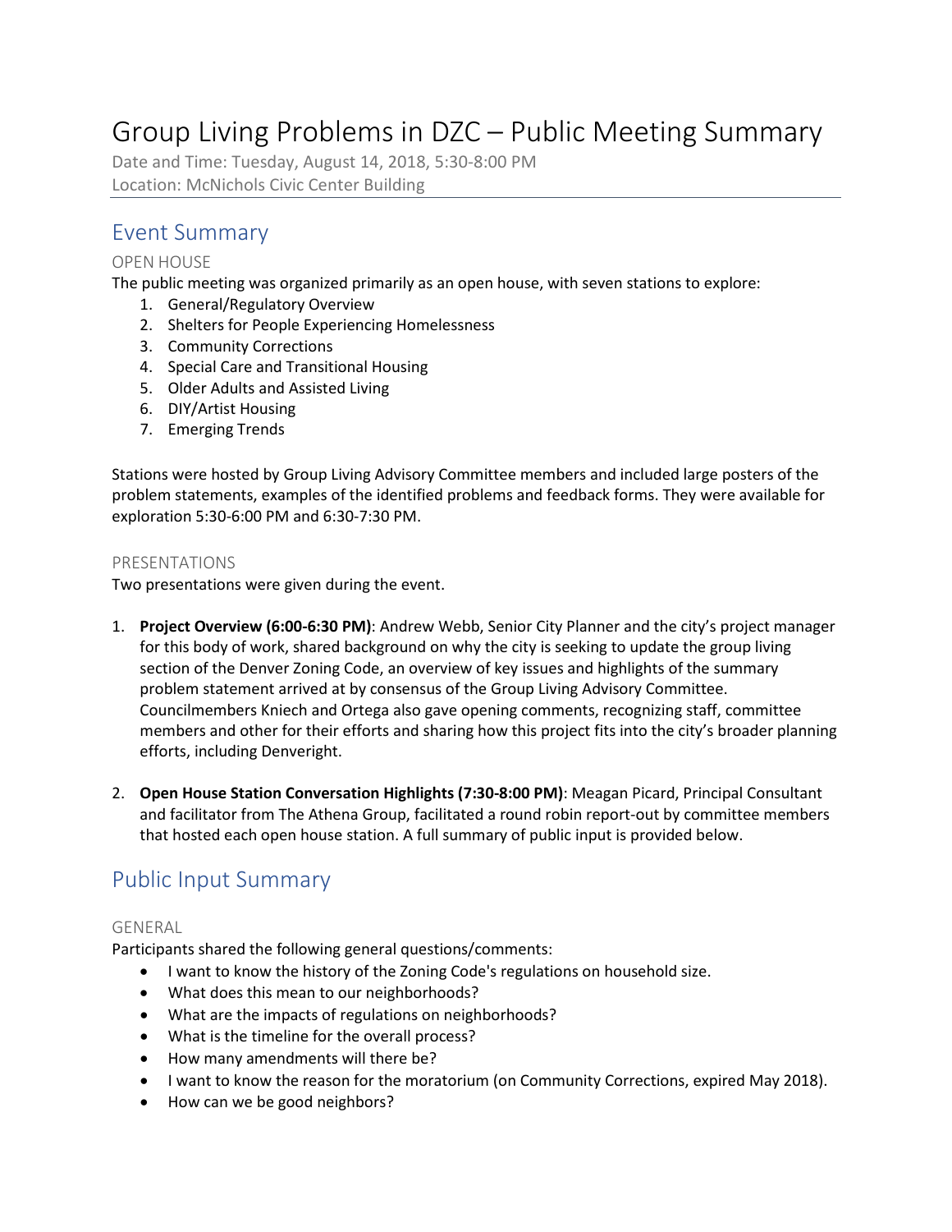# Group Living Problems in DZC – Public Meeting Summary

Date and Time: Tuesday, August 14, 2018, 5:30-8:00 PM
Location: McNichols Civic Center Building

## Event Summary

### OPEN HOUSE

The public meeting was organized primarily as an open house, with seven stations to explore:

1. General/Regulatory Overview
2. Shelters for People Experiencing Homelessness
3. Community Corrections
4. Special Care and Transitional Housing
5. Older Adults and Assisted Living
6. DIY/Artist Housing
7. Emerging Trends

Stations were hosted by Group Living Advisory Committee members and included large posters of the problem statements, examples of the identified problems and feedback forms. They were available for exploration 5:30-6:00 PM and 6:30-7:30 PM.

### PRESENTATIONS

Two presentations were given during the event.

1. **Project Overview (6:00-6:30 PM)**: Andrew Webb, Senior City Planner and the city's project manager for this body of work, shared background on why the city is seeking to update the group living section of the Denver Zoning Code, an overview of key issues and highlights of the summary problem statement arrived at by consensus of the Group Living Advisory Committee. Councilmembers Kniech and Ortega also gave opening comments, recognizing staff, committee members and other for their efforts and sharing how this project fits into the city's broader planning efforts, including Denveright.

2. **Open House Station Conversation Highlights (7:30-8:00 PM)**: Meagan Picard, Principal Consultant and facilitator from The Athena Group, facilitated a round robin report-out by committee members that hosted each open house station. A full summary of public input is provided below.

## Public Input Summary

### GENERAL

Participants shared the following general questions/comments:

- I want to know the history of the Zoning Code's regulations on household size.
- What does this mean to our neighborhoods?
- What are the impacts of regulations on neighborhoods?
- What is the timeline for the overall process?
- How many amendments will there be?
- I want to know the reason for the moratorium (on Community Corrections, expired May 2018).
- How can we be good neighbors?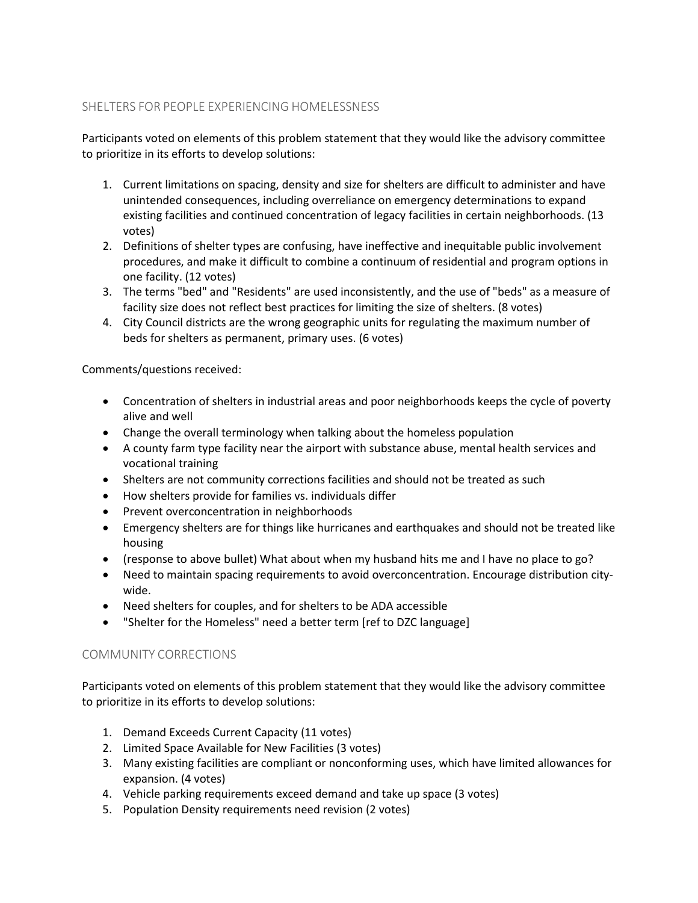## SHELTERS FOR PEOPLE EXPERIENCING HOMELESSNESS

Participants voted on elements of this problem statement that they would like the advisory committee to prioritize in its efforts to develop solutions:

1. Current limitations on spacing, density and size for shelters are difficult to administer and have unintended consequences, including overreliance on emergency determinations to expand existing facilities and continued concentration of legacy facilities in certain neighborhoods. (13 votes)
2. Definitions of shelter types are confusing, have ineffective and inequitable public involvement procedures, and make it difficult to combine a continuum of residential and program options in one facility. (12 votes)
3. The terms "bed" and "Residents" are used inconsistently, and the use of "beds" as a measure of facility size does not reflect best practices for limiting the size of shelters. (8 votes)
4. City Council districts are the wrong geographic units for regulating the maximum number of beds for shelters as permanent, primary uses. (6 votes)

Comments/questions received:

- Concentration of shelters in industrial areas and poor neighborhoods keeps the cycle of poverty alive and well
- Change the overall terminology when talking about the homeless population
- A county farm type facility near the airport with substance abuse, mental health services and vocational training
- Shelters are not community corrections facilities and should not be treated as such
- How shelters provide for families vs. individuals differ
- Prevent overconcentration in neighborhoods
- Emergency shelters are for things like hurricanes and earthquakes and should not be treated like housing
- (response to above bullet) What about when my husband hits me and I have no place to go?
- Need to maintain spacing requirements to avoid overconcentration. Encourage distribution city-wide.
- Need shelters for couples, and for shelters to be ADA accessible
- "Shelter for the Homeless" need a better term [ref to DZC language]

## COMMUNITY CORRECTIONS

Participants voted on elements of this problem statement that they would like the advisory committee to prioritize in its efforts to develop solutions:

1. Demand Exceeds Current Capacity (11 votes)
2. Limited Space Available for New Facilities (3 votes)
3. Many existing facilities are compliant or nonconforming uses, which have limited allowances for expansion. (4 votes)
4. Vehicle parking requirements exceed demand and take up space (3 votes)
5. Population Density requirements need revision (2 votes)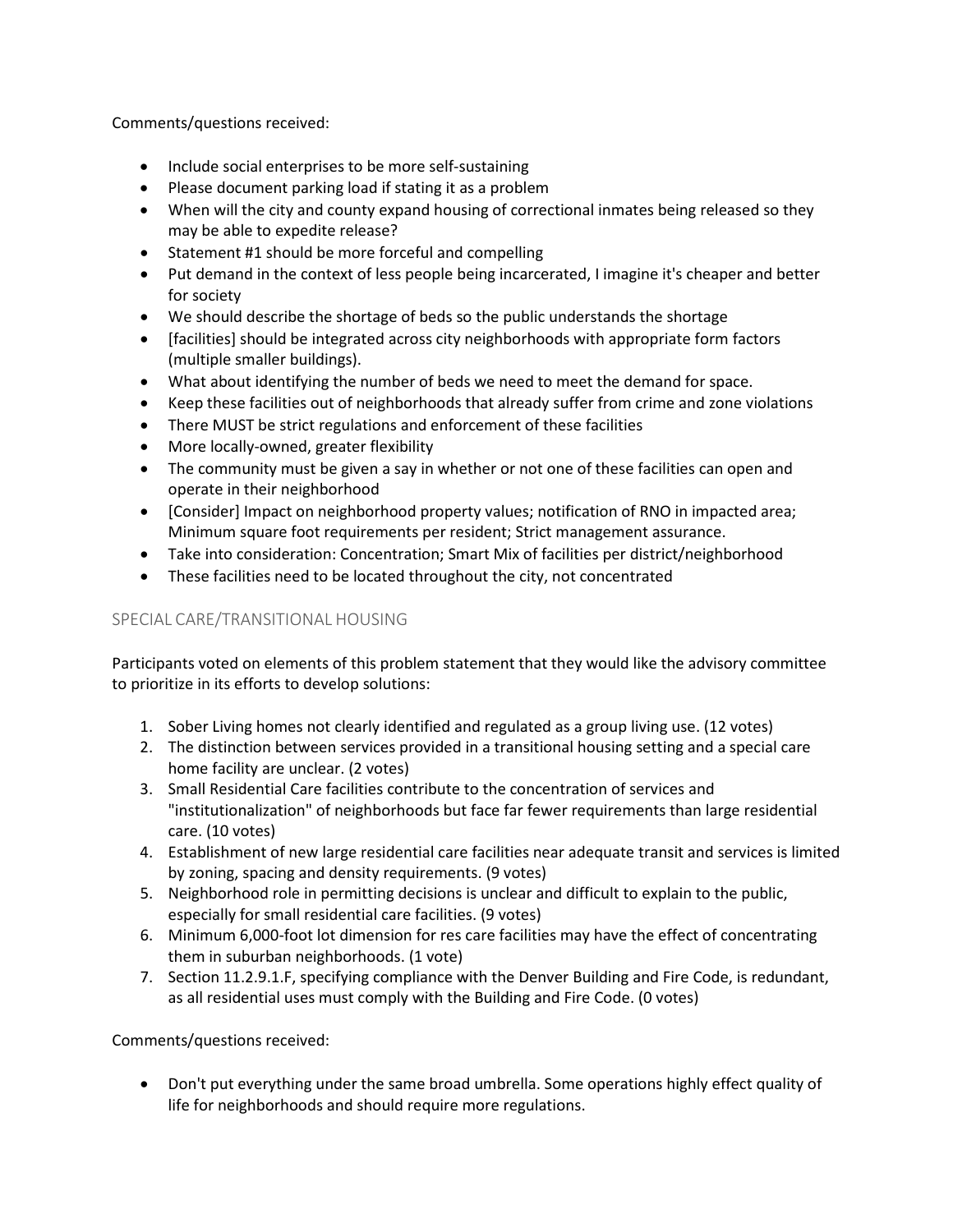Comments/questions received:

- Include social enterprises to be more self-sustaining
- Please document parking load if stating it as a problem
- When will the city and county expand housing of correctional inmates being released so they may be able to expedite release?
- Statement #1 should be more forceful and compelling
- Put demand in the context of less people being incarcerated, I imagine it's cheaper and better for society
- We should describe the shortage of beds so the public understands the shortage
- [facilities] should be integrated across city neighborhoods with appropriate form factors (multiple smaller buildings).
- What about identifying the number of beds we need to meet the demand for space.
- Keep these facilities out of neighborhoods that already suffer from crime and zone violations
- There MUST be strict regulations and enforcement of these facilities
- More locally-owned, greater flexibility
- The community must be given a say in whether or not one of these facilities can open and operate in their neighborhood
- [Consider] Impact on neighborhood property values; notification of RNO in impacted area; Minimum square foot requirements per resident; Strict management assurance.
- Take into consideration: Concentration; Smart Mix of facilities per district/neighborhood
- These facilities need to be located throughout the city, not concentrated

## SPECIAL CARE/TRANSITIONAL HOUSING

Participants voted on elements of this problem statement that they would like the advisory committee to prioritize in its efforts to develop solutions:

1. Sober Living homes not clearly identified and regulated as a group living use. (12 votes)
2. The distinction between services provided in a transitional housing setting and a special care home facility are unclear. (2 votes)
3. Small Residential Care facilities contribute to the concentration of services and "institutionalization" of neighborhoods but face far fewer requirements than large residential care. (10 votes)
4. Establishment of new large residential care facilities near adequate transit and services is limited by zoning, spacing and density requirements. (9 votes)
5. Neighborhood role in permitting decisions is unclear and difficult to explain to the public, especially for small residential care facilities. (9 votes)
6. Minimum 6,000-foot lot dimension for res care facilities may have the effect of concentrating them in suburban neighborhoods. (1 vote)
7. Section 11.2.9.1.F, specifying compliance with the Denver Building and Fire Code, is redundant, as all residential uses must comply with the Building and Fire Code. (0 votes)

Comments/questions received:

- Don't put everything under the same broad umbrella. Some operations highly effect quality of life for neighborhoods and should require more regulations.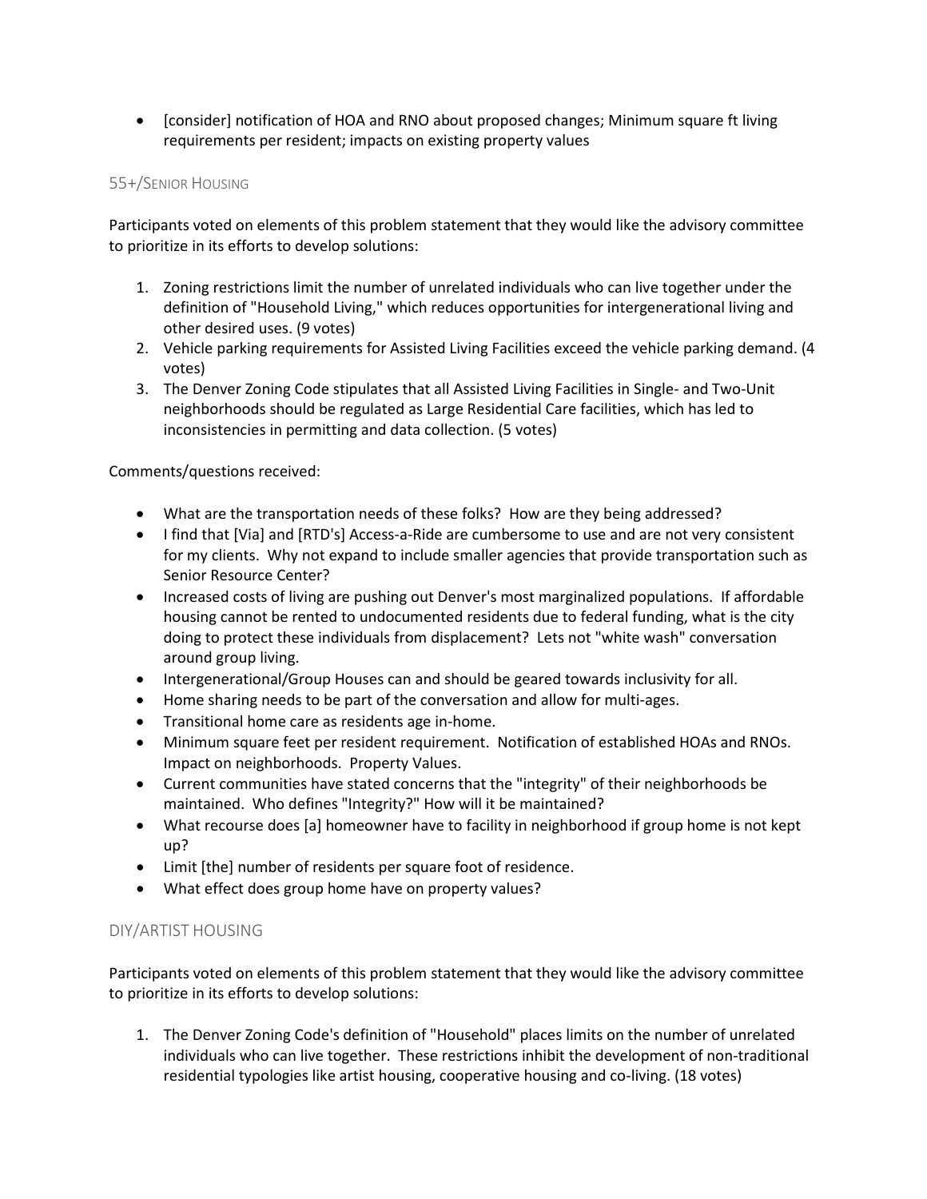- [consider] notification of HOA and RNO about proposed changes; Minimum square ft living requirements per resident; impacts on existing property values

### 55+/Senior Housing

Participants voted on elements of this problem statement that they would like the advisory committee to prioritize in its efforts to develop solutions:

1. Zoning restrictions limit the number of unrelated individuals who can live together under the definition of "Household Living," which reduces opportunities for intergenerational living and other desired uses. (9 votes)
2. Vehicle parking requirements for Assisted Living Facilities exceed the vehicle parking demand. (4 votes)
3. The Denver Zoning Code stipulates that all Assisted Living Facilities in Single- and Two-Unit neighborhoods should be regulated as Large Residential Care facilities, which has led to inconsistencies in permitting and data collection. (5 votes)

Comments/questions received:

- What are the transportation needs of these folks? How are they being addressed?
- I find that [Via] and [RTD's] Access-a-Ride are cumbersome to use and are not very consistent for my clients. Why not expand to include smaller agencies that provide transportation such as Senior Resource Center?
- Increased costs of living are pushing out Denver's most marginalized populations. If affordable housing cannot be rented to undocumented residents due to federal funding, what is the city doing to protect these individuals from displacement? Lets not "white wash" conversation around group living.
- Intergenerational/Group Houses can and should be geared towards inclusivity for all.
- Home sharing needs to be part of the conversation and allow for multi-ages.
- Transitional home care as residents age in-home.
- Minimum square feet per resident requirement. Notification of established HOAs and RNOs. Impact on neighborhoods. Property Values.
- Current communities have stated concerns that the "integrity" of their neighborhoods be maintained. Who defines "Integrity?" How will it be maintained?
- What recourse does [a] homeowner have to facility in neighborhood if group home is not kept up?
- Limit [the] number of residents per square foot of residence.
- What effect does group home have on property values?

### DIY/Artist Housing

Participants voted on elements of this problem statement that they would like the advisory committee to prioritize in its efforts to develop solutions:

1. The Denver Zoning Code's definition of "Household" places limits on the number of unrelated individuals who can live together. These restrictions inhibit the development of non-traditional residential typologies like artist housing, cooperative housing and co-living. (18 votes)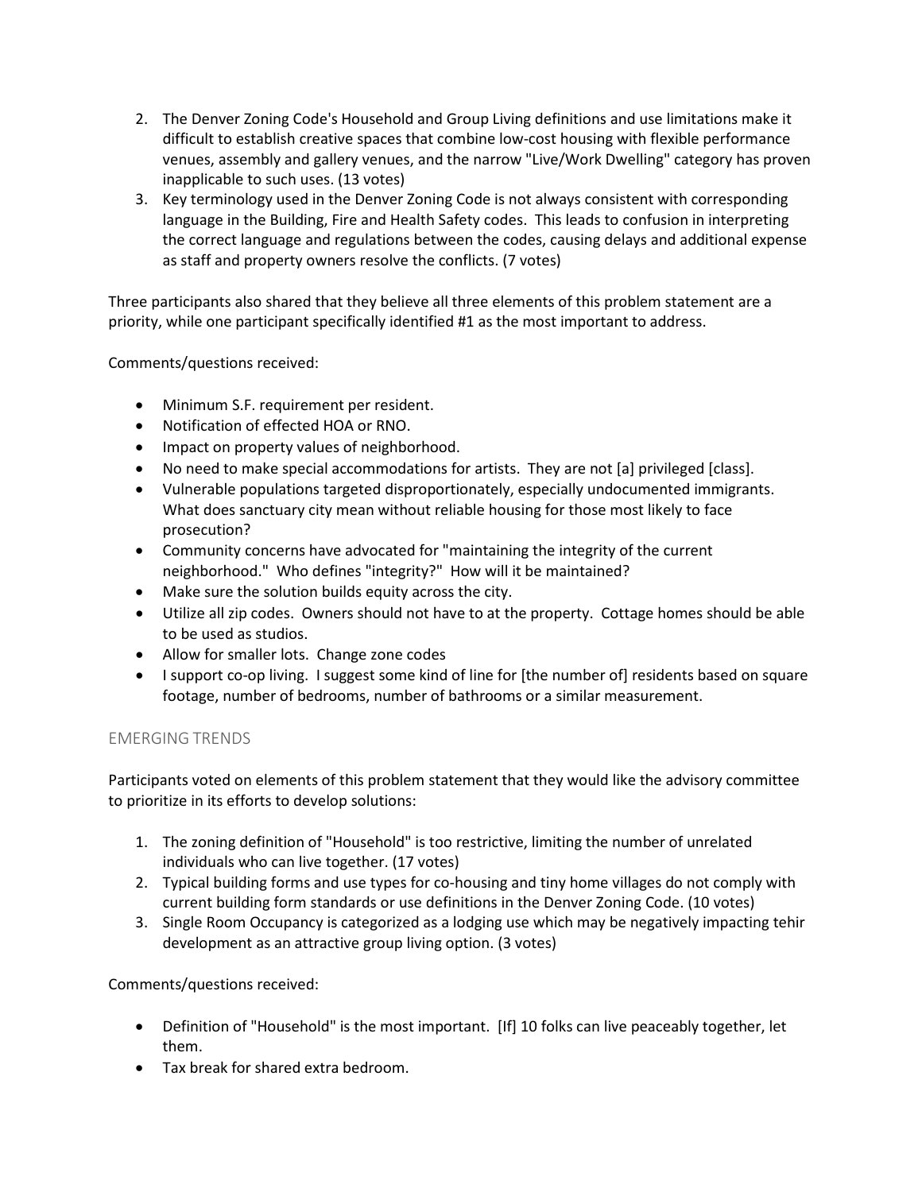2. The Denver Zoning Code's Household and Group Living definitions and use limitations make it difficult to establish creative spaces that combine low-cost housing with flexible performance venues, assembly and gallery venues, and the narrow "Live/Work Dwelling" category has proven inapplicable to such uses. (13 votes)
3. Key terminology used in the Denver Zoning Code is not always consistent with corresponding language in the Building, Fire and Health Safety codes. This leads to confusion in interpreting the correct language and regulations between the codes, causing delays and additional expense as staff and property owners resolve the conflicts. (7 votes)

Three participants also shared that they believe all three elements of this problem statement are a priority, while one participant specifically identified #1 as the most important to address.

Comments/questions received:

- Minimum S.F. requirement per resident.
- Notification of effected HOA or RNO.
- Impact on property values of neighborhood.
- No need to make special accommodations for artists. They are not [a] privileged [class].
- Vulnerable populations targeted disproportionately, especially undocumented immigrants. What does sanctuary city mean without reliable housing for those most likely to face prosecution?
- Community concerns have advocated for "maintaining the integrity of the current neighborhood." Who defines "integrity?" How will it be maintained?
- Make sure the solution builds equity across the city.
- Utilize all zip codes. Owners should not have to at the property. Cottage homes should be able to be used as studios.
- Allow for smaller lots. Change zone codes
- I support co-op living. I suggest some kind of line for [the number of] residents based on square footage, number of bedrooms, number of bathrooms or a similar measurement.

## EMERGING TRENDS

Participants voted on elements of this problem statement that they would like the advisory committee to prioritize in its efforts to develop solutions:

1. The zoning definition of "Household" is too restrictive, limiting the number of unrelated individuals who can live together. (17 votes)
2. Typical building forms and use types for co-housing and tiny home villages do not comply with current building form standards or use definitions in the Denver Zoning Code. (10 votes)
3. Single Room Occupancy is categorized as a lodging use which may be negatively impacting tehir development as an attractive group living option. (3 votes)

Comments/questions received:

- Definition of "Household" is the most important. [If] 10 folks can live peaceably together, let them.
- Tax break for shared extra bedroom.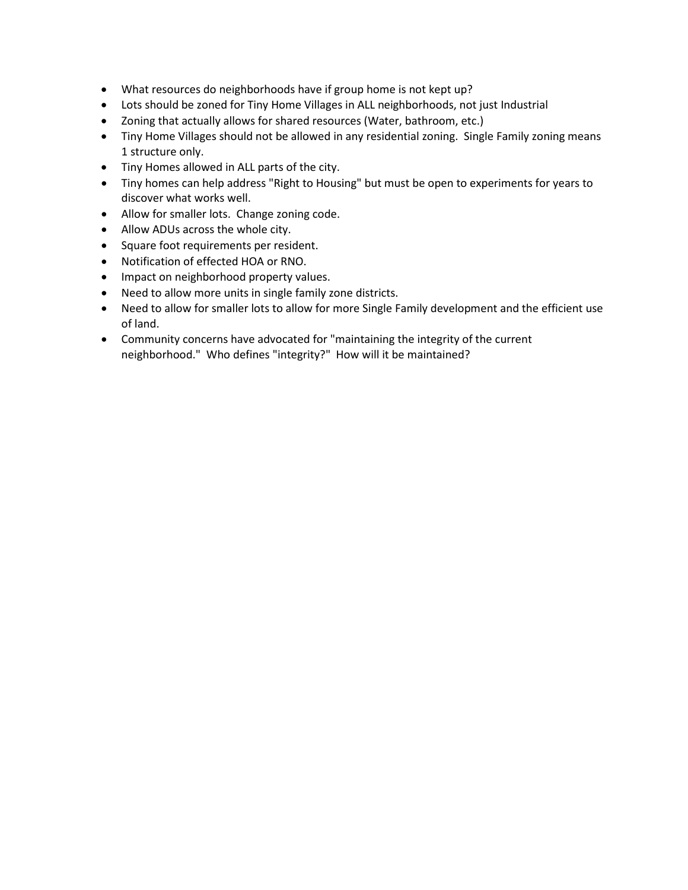- What resources do neighborhoods have if group home is not kept up?
- Lots should be zoned for Tiny Home Villages in ALL neighborhoods, not just Industrial
- Zoning that actually allows for shared resources (Water, bathroom, etc.)
- Tiny Home Villages should not be allowed in any residential zoning. Single Family zoning means 1 structure only.
- Tiny Homes allowed in ALL parts of the city.
- Tiny homes can help address "Right to Housing" but must be open to experiments for years to discover what works well.
- Allow for smaller lots. Change zoning code.
- Allow ADUs across the whole city.
- Square foot requirements per resident.
- Notification of effected HOA or RNO.
- Impact on neighborhood property values.
- Need to allow more units in single family zone districts.
- Need to allow for smaller lots to allow for more Single Family development and the efficient use of land.
- Community concerns have advocated for "maintaining the integrity of the current neighborhood." Who defines "integrity?" How will it be maintained?